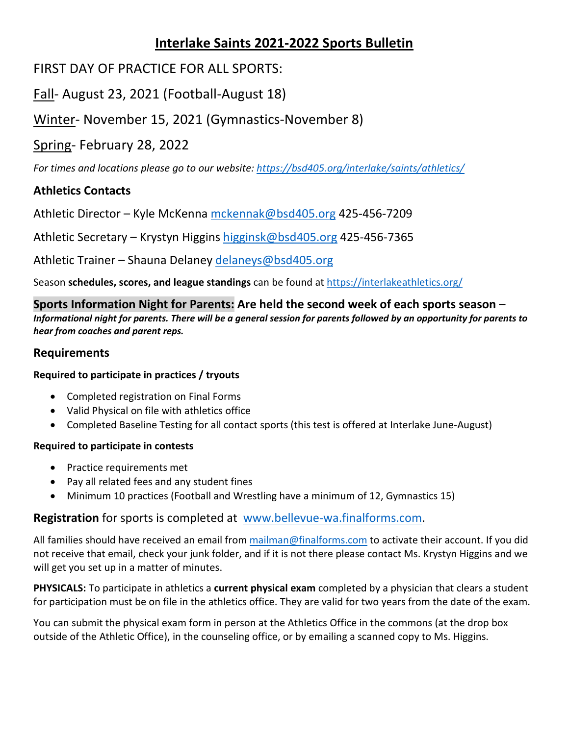# Interlake Saints 2021-2022 Sports Bulletin

FIRST DAY OF PRACTICE FOR ALL SPORTS:

Fall- August 23, 2021 (Football-August 18)

Winter- November 15, 2021 (Gymnastics-November 8)

Spring- February 28, 2022

*For times and locations please go to our website: https://bsd405.org/interlake/saints/athletics/*

### Athletics Contacts

Athletic Director – Kyle McKenna mckennak@bsd405.org 425-456-7209

Athletic Secretary – Krystyn Higgins higginsk@bsd405.org 425-456-7365

Athletic Trainer – Shauna Delaney delaneys@bsd405.org

Season **schedules, scores, and league standings** can be found at https://interlakeathletics.org/

**Sports Information Night for Parents: Are held the second week of each sports season** – ***Informational night for parents. There will be a general session for parents followed by an opportunity for parents to hear from coaches and parent reps.***

### Requirements

**Required to participate in practices / tryouts**

- Completed registration on Final Forms
- Valid Physical on file with athletics office
- Completed Baseline Testing for all contact sports (this test is offered at Interlake June-August)

**Required to participate in contests**

- Practice requirements met
- Pay all related fees and any student fines
- Minimum 10 practices (Football and Wrestling have a minimum of 12, Gymnastics 15)

**Registration** for sports is completed at www.bellevue-wa.finalforms.com.

All families should have received an email from mailman@finalforms.com to activate their account. If you did not receive that email, check your junk folder, and if it is not there please contact Ms. Krystyn Higgins and we will get you set up in a matter of minutes.

**PHYSICALS:** To participate in athletics a **current physical exam** completed by a physician that clears a student for participation must be on file in the athletics office. They are valid for two years from the date of the exam.

You can submit the physical exam form in person at the Athletics Office in the commons (at the drop box outside of the Athletic Office), in the counseling office, or by emailing a scanned copy to Ms. Higgins.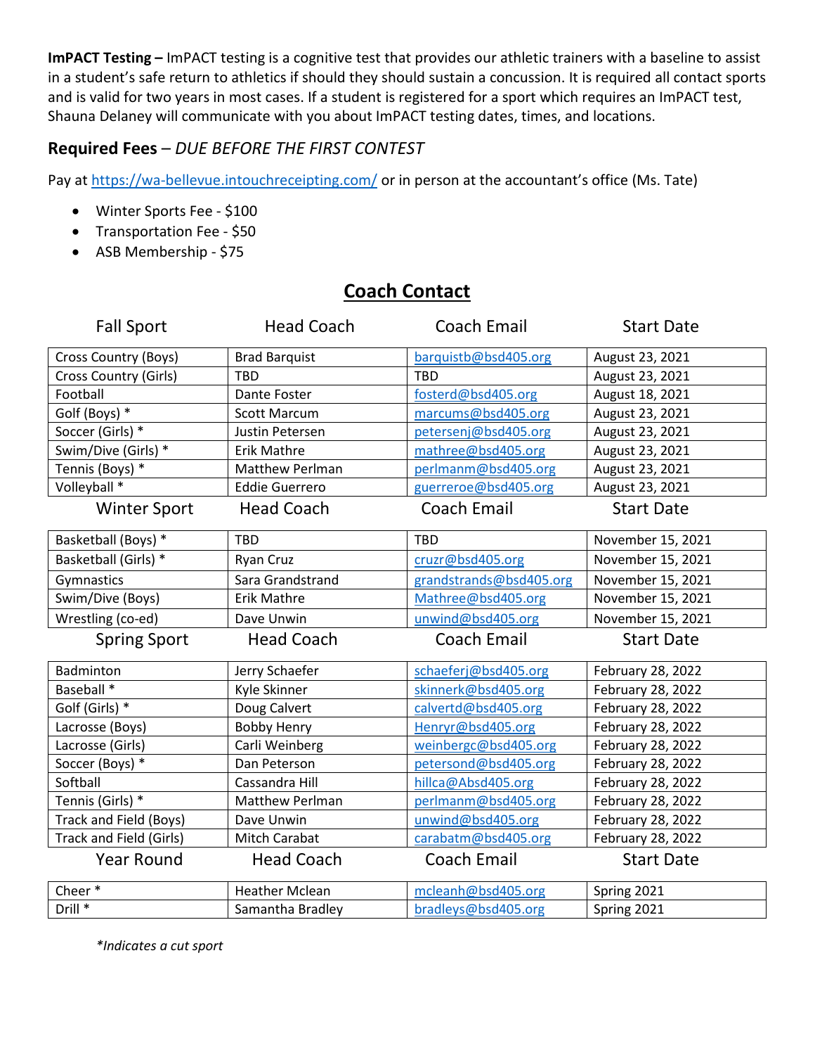**ImPACT Testing –** ImPACT testing is a cognitive test that provides our athletic trainers with a baseline to assist in a student's safe return to athletics if should they should sustain a concussion. It is required all contact sports and is valid for two years in most cases. If a student is registered for a sport which requires an ImPACT test, Shauna Delaney will communicate with you about ImPACT testing dates, times, and locations.

## Required Fees – *DUE BEFORE THE FIRST CONTEST*

Pay at https://wa-bellevue.intouchreceipting.com/ or in person at the accountant's office (Ms. Tate)

- Winter Sports Fee - $100
- Transportation Fee - $50
- ASB Membership - $75

## Coach Contact

| Fall Sport | Head Coach | Coach Email | Start Date |
|---|---|---|---|
| Cross Country (Boys) | Brad Barquist | barquistb@bsd405.org | August 23, 2021 |
| Cross Country (Girls) | TBD | TBD | August 23, 2021 |
| Football | Dante Foster | fosterd@bsd405.org | August 18, 2021 |
| Golf (Boys) * | Scott Marcum | marcums@bsd405.org | August 23, 2021 |
| Soccer (Girls) * | Justin Petersen | petersenj@bsd405.org | August 23, 2021 |
| Swim/Dive (Girls) * | Erik Mathre | mathree@bsd405.org | August 23, 2021 |
| Tennis (Boys) * | Matthew Perlman | perlmanm@bsd405.org | August 23, 2021 |
| Volleyball * | Eddie Guerrero | guerreroe@bsd405.org | August 23, 2021 |
| **Winter Sport** | **Head Coach** | **Coach Email** | **Start Date** |
| Basketball (Boys) * | TBD | TBD | November 15, 2021 |
| Basketball (Girls) * | Ryan Cruz | cruzr@bsd405.org | November 15, 2021 |
| Gymnastics | Sara Grandstrand | grandstrands@bsd405.org | November 15, 2021 |
| Swim/Dive (Boys) | Erik Mathre | Mathree@bsd405.org | November 15, 2021 |
| Wrestling (co-ed) | Dave Unwin | unwind@bsd405.org | November 15, 2021 |
| **Spring Sport** | **Head Coach** | **Coach Email** | **Start Date** |
| Badminton | Jerry Schaefer | schaeferj@bsd405.org | February 28, 2022 |
| Baseball * | Kyle Skinner | skinnerk@bsd405.org | February 28, 2022 |
| Golf (Girls) * | Doug Calvert | calvertd@bsd405.org | February 28, 2022 |
| Lacrosse (Boys) | Bobby Henry | Henryr@bsd405.org | February 28, 2022 |
| Lacrosse (Girls) | Carli Weinberg | weinbergc@bsd405.org | February 28, 2022 |
| Soccer (Boys) * | Dan Peterson | petersond@bsd405.org | February 28, 2022 |
| Softball | Cassandra Hill | hillca@Absd405.org | February 28, 2022 |
| Tennis (Girls) * | Matthew Perlman | perlmanm@bsd405.org | February 28, 2022 |
| Track and Field (Boys) | Dave Unwin | unwind@bsd405.org | February 28, 2022 |
| Track and Field (Girls) | Mitch Carabat | carabatm@bsd405.org | February 28, 2022 |
| **Year Round** | **Head Coach** | **Coach Email** | **Start Date** |
| Cheer * | Heather Mclean | mcleanh@bsd405.org | Spring 2021 |
| Drill * | Samantha Bradley | bradleys@bsd405.org | Spring 2021 |

*\*Indicates a cut sport*